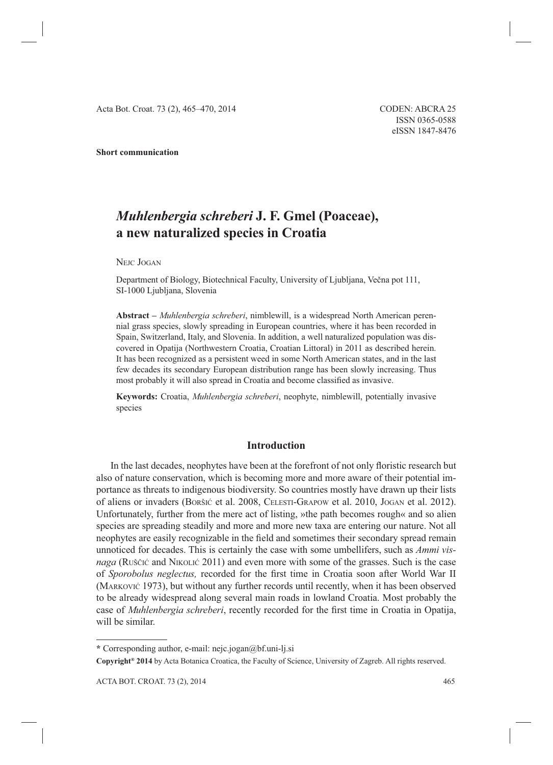**Short communication**

# *Muhlenbergia schreberi* J. F. Gmel (Poaceae), a new naturalized species in Croatia

Nejc Jogan

Department of Biology, Biotechnical Faculty, University of Ljubljana, Večna pot 111, SI-1000 Ljubljana, Slovenia

**Abstract –** *Muhlenbergia schreberi*, nimblewill, is a widespread North American perennial grass species, slowly spreading in European countries, where it has been recorded in Spain, Switzerland, Italy, and Slovenia. In addition, a well naturalized population was discovered in Opatija (Northwestern Croatia, Croatian Littoral) in 2011 as described herein. It has been recognized as a persistent weed in some North American states, and in the last few decades its secondary European distribution range has been slowly increasing. Thus most probably it will also spread in Croatia and become classified as invasive.

**Keywords:** Croatia, *Muhlenbergia schreberi*, neophyte, nimblewill, potentially invasive species

## Introduction

In the last decades, neophytes have been at the forefront of not only floristic research but also of nature conservation, which is becoming more and more aware of their potential importance as threats to indigenous biodiversity. So countries mostly have drawn up their lists of aliens or invaders (Boršić et al. 2008, Celesti-Grapow et al. 2010, Jogan et al. 2012). Unfortunately, further from the mere act of listing, »the path becomes rough« and so alien species are spreading steadily and more and more new taxa are entering our nature. Not all neophytes are easily recognizable in the field and sometimes their secondary spread remain unnoticed for decades. This is certainly the case with some umbellifers, such as *Ammi visnaga* (Ruščić and Nikolić 2011) and even more with some of the grasses. Such is the case of *Sporobolus neglectus,* recorded for the first time in Croatia soon after World War II (Marković 1973), but without any further records until recently, when it has been observed to be already widespread along several main roads in lowland Croatia. Most probably the case of *Muhlenbergia schreberi*, recently recorded for the first time in Croatia in Opatija, will be similar.

---

\* Corresponding author, e-mail: nejc.jogan@bf.uni-lj.si

**Copyright® 2014** by Acta Botanica Croatica, the Faculty of Science, University of Zagreb. All rights reserved.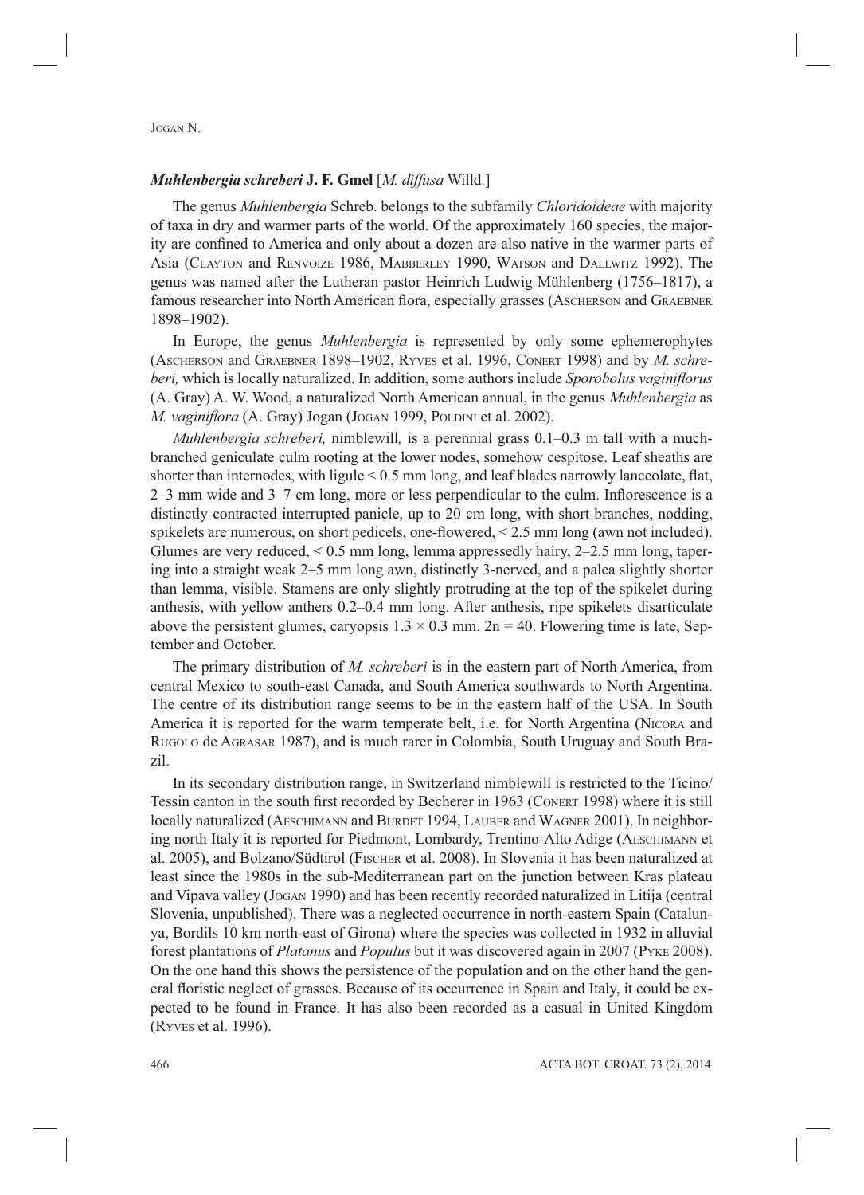### *Muhlenbergia schreberi* J. F. Gmel [*M. diffusa* Willd.]

The genus *Muhlenbergia* Schreb. belongs to the subfamily *Chloridoideae* with majority of taxa in dry and warmer parts of the world. Of the approximately 160 species, the majority are confined to America and only about a dozen are also native in the warmer parts of Asia (Clayton and Renvoize 1986, Mabberley 1990, Watson and Dallwitz 1992). The genus was named after the Lutheran pastor Heinrich Ludwig Mühlenberg (1756–1817), a famous researcher into North American flora, especially grasses (Ascherson and Graebner 1898–1902).

In Europe, the genus *Muhlenbergia* is represented by only some ephemerophytes (Ascherson and Graebner 1898–1902, Ryves et al. 1996, Conert 1998) and by *M. schreberi,* which is locally naturalized. In addition, some authors include *Sporobolus vaginiflorus* (A. Gray) A. W. Wood, a naturalized North American annual, in the genus *Muhlenbergia* as *M. vaginiflora* (A. Gray) Jogan (Jogan 1999, Poldini et al. 2002).

*Muhlenbergia schreberi,* nimblewill*,* is a perennial grass 0.1–0.3 m tall with a much-branched geniculate culm rooting at the lower nodes, somehow cespitose. Leaf sheaths are shorter than internodes, with ligule < 0.5 mm long, and leaf blades narrowly lanceolate, flat, 2–3 mm wide and 3–7 cm long, more or less perpendicular to the culm. Inflorescence is a distinctly contracted interrupted panicle, up to 20 cm long, with short branches, nodding, spikelets are numerous, on short pedicels, one-flowered, < 2.5 mm long (awn not included). Glumes are very reduced, < 0.5 mm long, lemma appressedly hairy, 2–2.5 mm long, tapering into a straight weak 2–5 mm long awn, distinctly 3-nerved, and a palea slightly shorter than lemma, visible. Stamens are only slightly protruding at the top of the spikelet during anthesis, with yellow anthers 0.2–0.4 mm long. After anthesis, ripe spikelets disarticulate above the persistent glumes, caryopsis $1.3 \times 0.3$ mm. $2n = 40$. Flowering time is late, September and October.

The primary distribution of *M. schreberi* is in the eastern part of North America, from central Mexico to south-east Canada, and South America southwards to North Argentina. The centre of its distribution range seems to be in the eastern half of the USA. In South America it is reported for the warm temperate belt, i.e. for North Argentina (Nicora and Rugolo de Agrasar 1987), and is much rarer in Colombia, South Uruguay and South Brazil.

In its secondary distribution range, in Switzerland nimblewill is restricted to the Ticino/Tessin canton in the south first recorded by Becherer in 1963 (Conert 1998) where it is still locally naturalized (Aeschimann and Burdet 1994, Lauber and Wagner 2001). In neighboring north Italy it is reported for Piedmont, Lombardy, Trentino-Alto Adige (Aeschimann et al. 2005), and Bolzano/Südtirol (Fischer et al. 2008). In Slovenia it has been naturalized at least since the 1980s in the sub-Mediterranean part on the junction between Kras plateau and Vipava valley (Jogan 1990) and has been recently recorded naturalized in Litija (central Slovenia, unpublished). There was a neglected occurrence in north-eastern Spain (Catalunya, Bordils 10 km north-east of Girona) where the species was collected in 1932 in alluvial forest plantations of *Platanus* and *Populus* but it was discovered again in 2007 (Pyke 2008). On the one hand this shows the persistence of the population and on the other hand the general floristic neglect of grasses. Because of its occurrence in Spain and Italy, it could be expected to be found in France. It has also been recorded as a casual in United Kingdom (Ryves et al. 1996).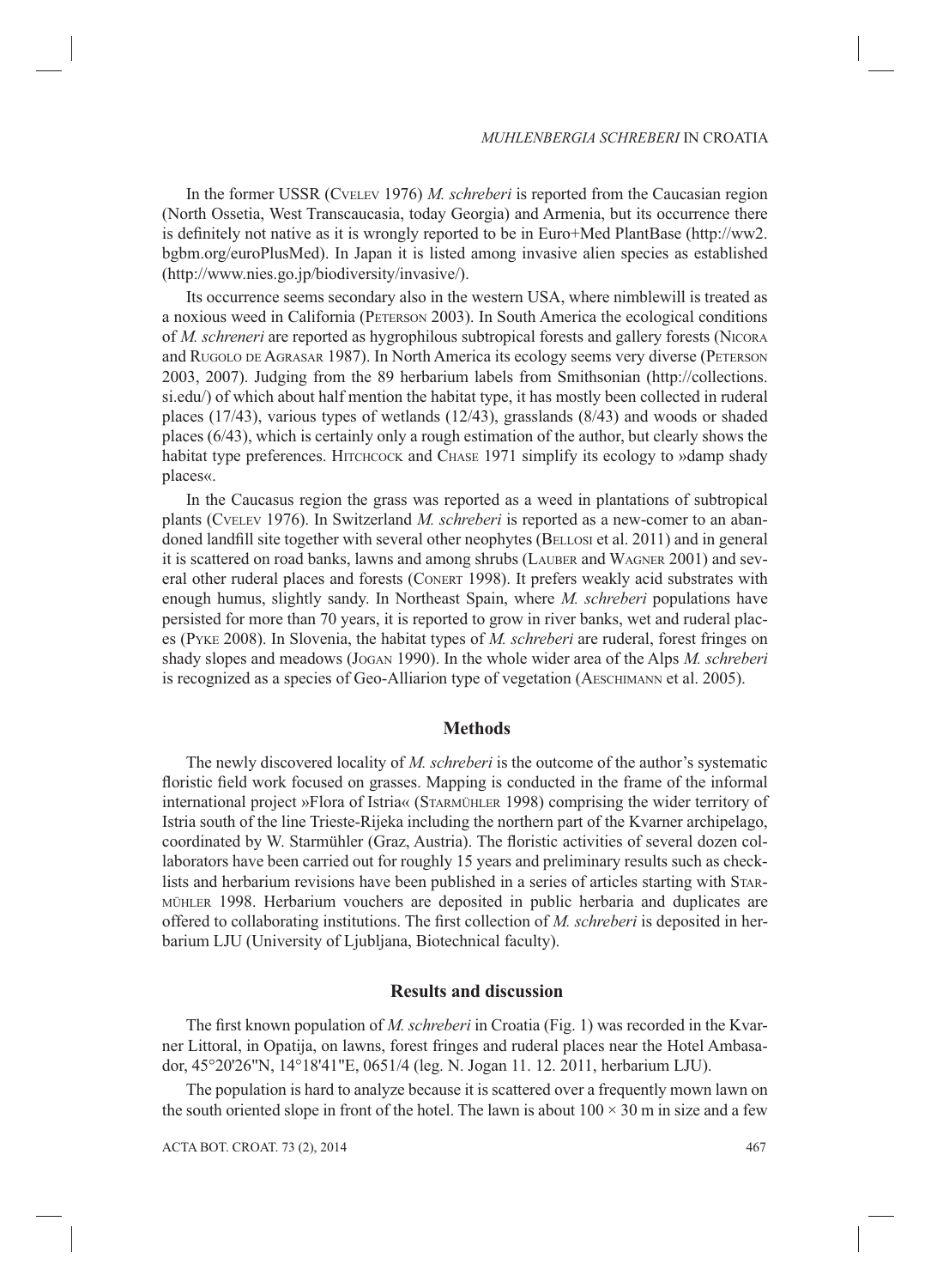In the former USSR (Cvelev 1976) *M. schreberi* is reported from the Caucasian region (North Ossetia, West Transcaucasia, today Georgia) and Armenia, but its occurrence there is definitely not native as it is wrongly reported to be in Euro+Med PlantBase (http://ww2.bgbm.org/euroPlusMed). In Japan it is listed among invasive alien species as established (http://www.nies.go.jp/biodiversity/invasive/).

Its occurrence seems secondary also in the western USA, where nimblewill is treated as a noxious weed in California (Peterson 2003). In South America the ecological conditions of *M. schreneri* are reported as hygrophilous subtropical forests and gallery forests (Nicora and Rugolo de Agrasar 1987). In North America its ecology seems very diverse (Peterson 2003, 2007). Judging from the 89 herbarium labels from Smithsonian (http://collections.si.edu/) of which about half mention the habitat type, it has mostly been collected in ruderal places (17/43), various types of wetlands (12/43), grasslands (8/43) and woods or shaded places (6/43), which is certainly only a rough estimation of the author, but clearly shows the habitat type preferences. Hitchcock and Chase 1971 simplify its ecology to »damp shady places«.

In the Caucasus region the grass was reported as a weed in plantations of subtropical plants (Cvelev 1976). In Switzerland *M. schreberi* is reported as a new-comer to an abandoned landfill site together with several other neophytes (Bellosi et al. 2011) and in general it is scattered on road banks, lawns and among shrubs (Lauber and Wagner 2001) and several other ruderal places and forests (Conert 1998). It prefers weakly acid substrates with enough humus, slightly sandy. In Northeast Spain, where *M. schreberi* populations have persisted for more than 70 years, it is reported to grow in river banks, wet and ruderal places (Pyke 2008). In Slovenia, the habitat types of *M. schreberi* are ruderal, forest fringes on shady slopes and meadows (Jogan 1990). In the whole wider area of the Alps *M. schreberi* is recognized as a species of Geo-Alliarion type of vegetation (Aeschimann et al. 2005).

## Methods

The newly discovered locality of *M. schreberi* is the outcome of the author's systematic floristic field work focused on grasses. Mapping is conducted in the frame of the informal international project »Flora of Istria« (Starmühler 1998) comprising the wider territory of Istria south of the line Trieste-Rijeka including the northern part of the Kvarner archipelago, coordinated by W. Starmühler (Graz, Austria). The floristic activities of several dozen collaborators have been carried out for roughly 15 years and preliminary results such as checklists and herbarium revisions have been published in a series of articles starting with Starmühler 1998. Herbarium vouchers are deposited in public herbaria and duplicates are offered to collaborating institutions. The first collection of *M. schreberi* is deposited in herbarium LJU (University of Ljubljana, Biotechnical faculty).

## Results and discussion

The first known population of *M. schreberi* in Croatia (Fig. 1) was recorded in the Kvarner Littoral, in Opatija, on lawns, forest fringes and ruderal places near the Hotel Ambasador, 45°20'26"N, 14°18'41"E, 0651/4 (leg. N. Jogan 11. 12. 2011, herbarium LJU).

The population is hard to analyze because it is scattered over a frequently mown lawn on the south oriented slope in front of the hotel. The lawn is about 100 × 30 m in size and a few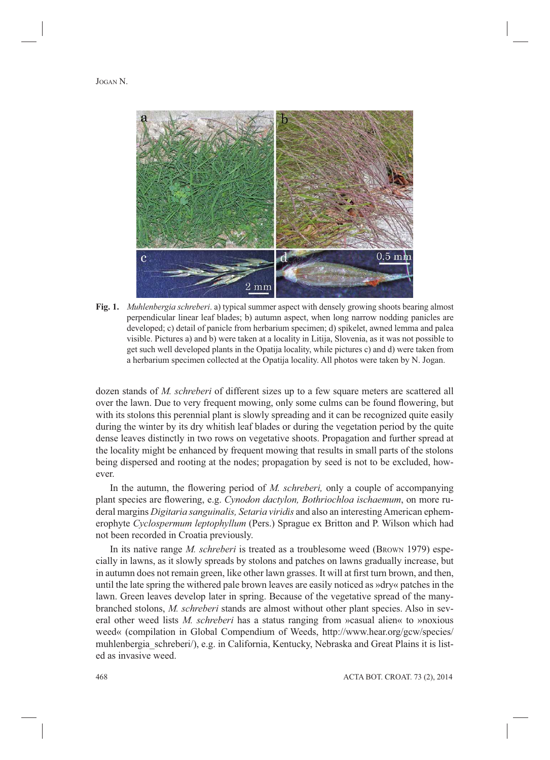**Fig. 1.** *Muhlenbergia schreberi*. a) typical summer aspect with densely growing shoots bearing almost perpendicular linear leaf blades; b) autumn aspect, when long narrow nodding panicles are developed; c) detail of panicle from herbarium specimen; d) spikelet, awned lemma and palea visible. Pictures a) and b) were taken at a locality in Litija, Slovenia, as it was not possible to get such well developed plants in the Opatija locality, while pictures c) and d) were taken from a herbarium specimen collected at the Opatija locality. All photos were taken by N. Jogan.

dozen stands of *M. schreberi* of different sizes up to a few square meters are scattered all over the lawn. Due to very frequent mowing, only some culms can be found flowering, but with its stolons this perennial plant is slowly spreading and it can be recognized quite easily during the winter by its dry whitish leaf blades or during the vegetation period by the quite dense leaves distinctly in two rows on vegetative shoots. Propagation and further spread at the locality might be enhanced by frequent mowing that results in small parts of the stolons being dispersed and rooting at the nodes; propagation by seed is not to be excluded, however.

In the autumn, the flowering period of *M. schreberi,* only a couple of accompanying plant species are flowering, e.g. *Cynodon dactylon, Bothriochloa ischaemum*, on more ruderal margins *Digitaria sanguinalis, Setaria viridis* and also an interesting American ephemerophyte *Cyclospermum leptophyllum* (Pers.) Sprague ex Britton and P. Wilson which had not been recorded in Croatia previously.

In its native range *M. schreberi* is treated as a troublesome weed (Brown 1979) especially in lawns, as it slowly spreads by stolons and patches on lawns gradually increase, but in autumn does not remain green, like other lawn grasses. It will at first turn brown, and then, until the late spring the withered pale brown leaves are easily noticed as »dry« patches in the lawn. Green leaves develop later in spring. Because of the vegetative spread of the many-branched stolons, *M. schreberi* stands are almost without other plant species. Also in several other weed lists *M. schreberi* has a status ranging from »casual alien« to »noxious weed« (compilation in Global Compendium of Weeds, http://www.hear.org/gcw/species/muhlenbergia_schreberi/), e.g. in California, Kentucky, Nebraska and Great Plains it is listed as invasive weed.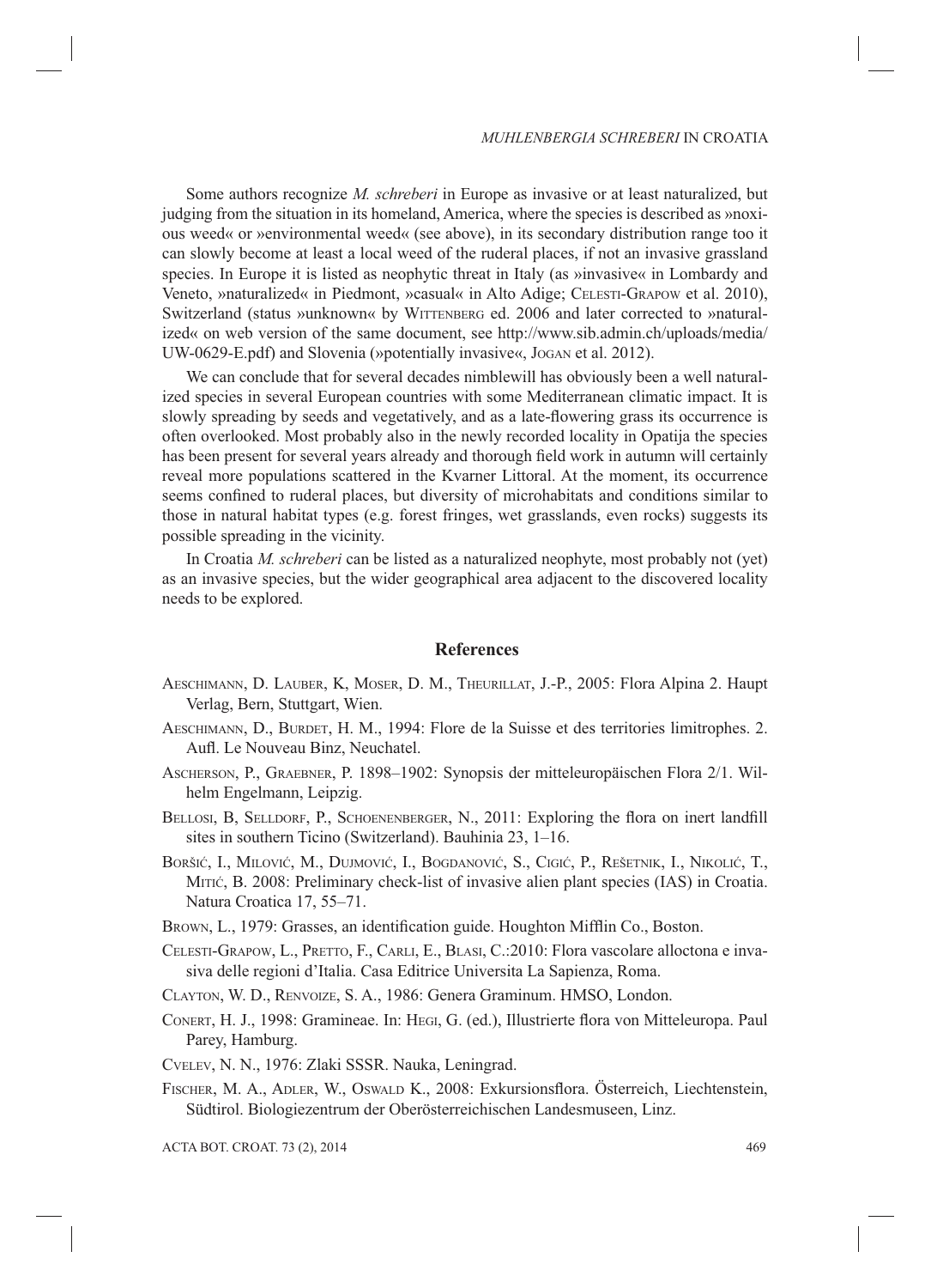Some authors recognize *M. schreberi* in Europe as invasive or at least naturalized, but judging from the situation in its homeland, America, where the species is described as »noxious weed« or »environmental weed« (see above), in its secondary distribution range too it can slowly become at least a local weed of the ruderal places, if not an invasive grassland species. In Europe it is listed as neophytic threat in Italy (as »invasive« in Lombardy and Veneto, »naturalized« in Piedmont, »casual« in Alto Adige; Celesti-Grapow et al. 2010), Switzerland (status »unknown« by Wittenberg ed. 2006 and later corrected to »naturalized« on web version of the same document, see http://www.sib.admin.ch/uploads/media/UW-0629-E.pdf) and Slovenia (»potentially invasive«, Jogan et al. 2012).

We can conclude that for several decades nimblewill has obviously been a well naturalized species in several European countries with some Mediterranean climatic impact. It is slowly spreading by seeds and vegetatively, and as a late-flowering grass its occurrence is often overlooked. Most probably also in the newly recorded locality in Opatija the species has been present for several years already and thorough field work in autumn will certainly reveal more populations scattered in the Kvarner Littoral. At the moment, its occurrence seems confined to ruderal places, but diversity of microhabitats and conditions similar to those in natural habitat types (e.g. forest fringes, wet grasslands, even rocks) suggests its possible spreading in the vicinity.

In Croatia *M. schreberi* can be listed as a naturalized neophyte, most probably not (yet) as an invasive species, but the wider geographical area adjacent to the discovered locality needs to be explored.

## References

Aeschimann, D. Lauber, K, Moser, D. M., Theurillat, J.-P., 2005: Flora Alpina 2. Haupt Verlag, Bern, Stuttgart, Wien.

Aeschimann, D., Burdet, H. M., 1994: Flore de la Suisse et des territories limitrophes. 2. Aufl. Le Nouveau Binz, Neuchatel.

Ascherson, P., Graebner, P. 1898–1902: Synopsis der mitteleuropäischen Flora 2/1. Wilhelm Engelmann, Leipzig.

Bellosi, B, Selldorf, P., Schoenenberger, N., 2011: Exploring the flora on inert landfill sites in southern Ticino (Switzerland). Bauhinia 23, 1–16.

Boršić, I., Milović, M., Dujmović, I., Bogdanović, S., Cigić, P., Rešetnik, I., Nikolić, T., Mitić, B. 2008: Preliminary check-list of invasive alien plant species (IAS) in Croatia. Natura Croatica 17, 55–71.

Brown, L., 1979: Grasses, an identification guide. Houghton Mifflin Co., Boston.

Celesti-Grapow, L., Pretto, F., Carli, E., Blasi, C.:2010: Flora vascolare alloctona e invasiva delle regioni d'Italia. Casa Editrice Universita La Sapienza, Roma.

Clayton, W. D., Renvoize, S. A., 1986: Genera Graminum. HMSO, London.

Conert, H. J., 1998: Gramineae. In: Hegi, G. (ed.), Illustrierte flora von Mitteleuropa. Paul Parey, Hamburg.

Cvelev, N. N., 1976: Zlaki SSSR. Nauka, Leningrad.

Fischer, M. A., Adler, W., Oswald K., 2008: Exkursionsflora. Österreich, Liechtenstein, Südtirol. Biologiezentrum der Oberösterreichischen Landesmuseen, Linz.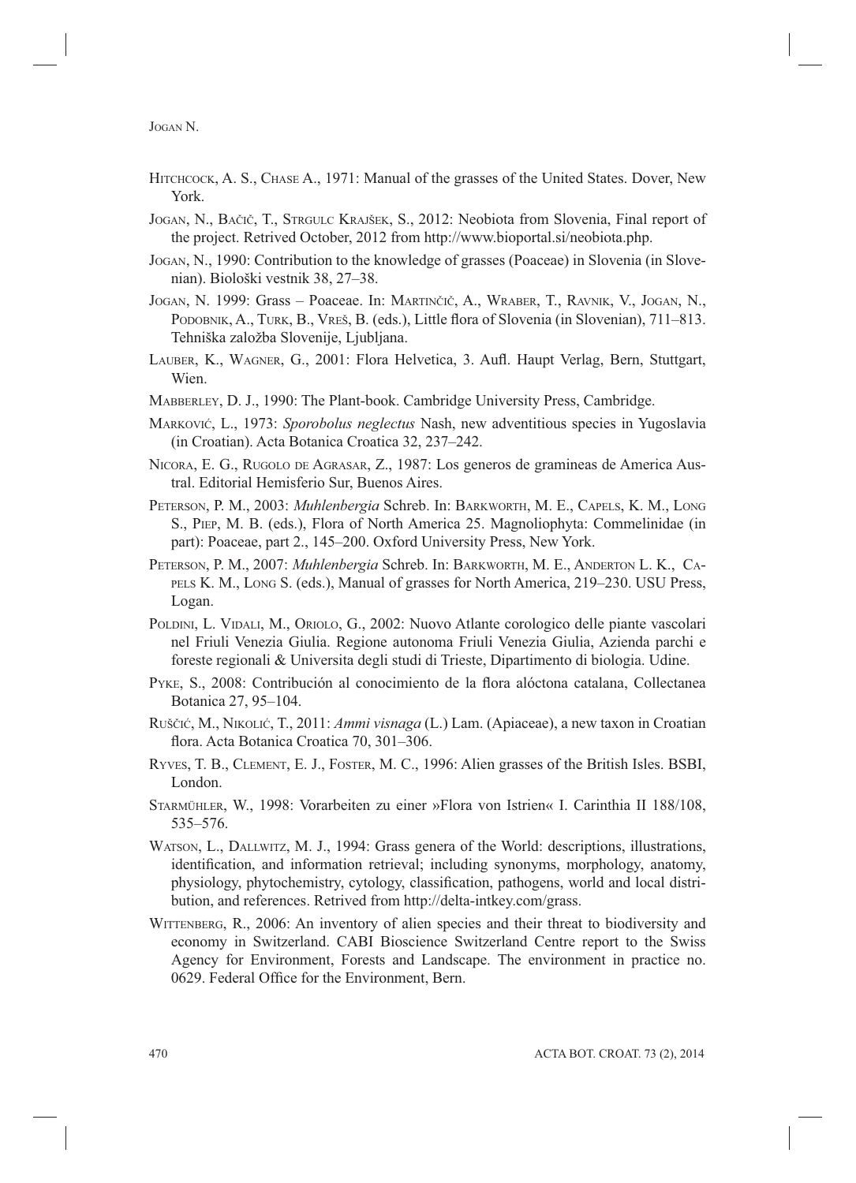Hitchcock, A. S., Chase A., 1971: Manual of the grasses of the United States. Dover, New York.

Jogan, N., Bačič, T., Strgulc Krajšek, S., 2012: Neobiota from Slovenia, Final report of the project. Retrived October, 2012 from http://www.bioportal.si/neobiota.php.

Jogan, N., 1990: Contribution to the knowledge of grasses (Poaceae) in Slovenia (in Slovenian). Biološki vestnik 38, 27–38.

Jogan, N. 1999: Grass – Poaceae. In: Martinčič, A., Wraber, T., Ravnik, V., Jogan, N., Podobnik, A., Turk, B., Vreš, B. (eds.), Little flora of Slovenia (in Slovenian), 711–813. Tehniška založba Slovenije, Ljubljana.

Lauber, K., Wagner, G., 2001: Flora Helvetica, 3. Aufl. Haupt Verlag, Bern, Stuttgart, Wien.

Mabberley, D. J., 1990: The Plant-book. Cambridge University Press, Cambridge.

Marković, L., 1973: *Sporobolus neglectus* Nash, new adventitious species in Yugoslavia (in Croatian). Acta Botanica Croatica 32, 237–242.

Nicora, E. G., Rugolo de Agrasar, Z., 1987: Los generos de gramineas de America Austral. Editorial Hemisferio Sur, Buenos Aires.

Peterson, P. M., 2003: *Muhlenbergia* Schreb. In: Barkworth, M. E., Capels, K. M., Long S., Piep, M. B. (eds.), Flora of North America 25. Magnoliophyta: Commelinidae (in part): Poaceae, part 2., 145–200. Oxford University Press, New York.

Peterson, P. M., 2007: *Muhlenbergia* Schreb. In: Barkworth, M. E., Anderton L. K., Capels K. M., Long S. (eds.), Manual of grasses for North America, 219–230. USU Press, Logan.

Poldini, L. Vidali, M., Oriolo, G., 2002: Nuovo Atlante corologico delle piante vascolari nel Friuli Venezia Giulia. Regione autonoma Friuli Venezia Giulia, Azienda parchi e foreste regionali & Universita degli studi di Trieste, Dipartimento di biologia. Udine.

Pyke, S., 2008: Contribución al conocimiento de la flora alóctona catalana, Collectanea Botanica 27, 95–104.

Ruščić, M., Nikolić, T., 2011: *Ammi visnaga* (L.) Lam. (Apiaceae), a new taxon in Croatian flora. Acta Botanica Croatica 70, 301–306.

Ryves, T. B., Clement, E. J., Foster, M. C., 1996: Alien grasses of the British Isles. BSBI, London.

Starmühler, W., 1998: Vorarbeiten zu einer »Flora von Istrien« I. Carinthia II 188/108, 535–576.

Watson, L., Dallwitz, M. J., 1994: Grass genera of the World: descriptions, illustrations, identification, and information retrieval; including synonyms, morphology, anatomy, physiology, phytochemistry, cytology, classification, pathogens, world and local distribution, and references. Retrived from http://delta-intkey.com/grass.

Wittenberg, R., 2006: An inventory of alien species and their threat to biodiversity and economy in Switzerland. CABI Bioscience Switzerland Centre report to the Swiss Agency for Environment, Forests and Landscape. The environment in practice no. 0629. Federal Office for the Environment, Bern.